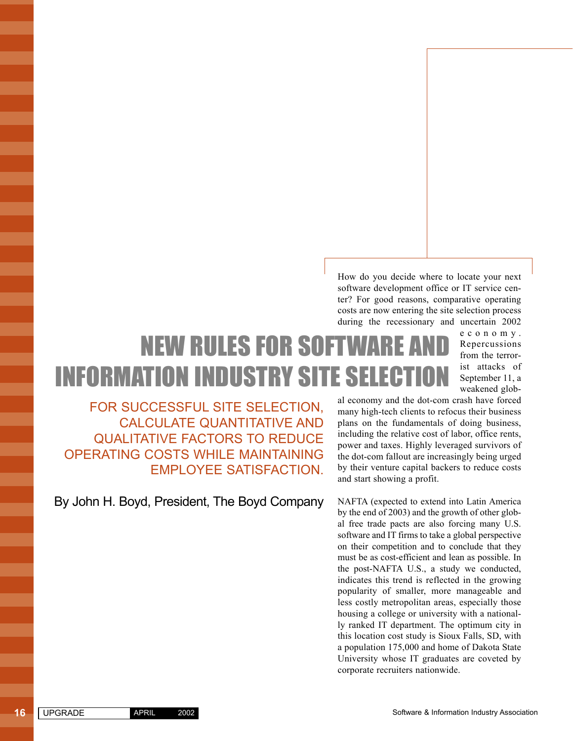# NEW RULES FOR SOFTWARE AND INFORMATION INDUSTRY SITE SELECTION

## FOR SUCCESSFUL SITE SELECTION, CALCULATE QUANTITATIVE AND QUALITATIVE FACTORS TO REDUCE OPERATING COSTS WHILE MAINTAINING EMPLOYEE SATISFACTION.

By John H. Boyd, President, The Boyd Company

How do you decide where to locate your next software development office or IT service center? For good reasons, comparative operating costs are now entering the site selection process during the recessionary and uncertain 2002 economy. Repercussions from the terrorist attacks of September 11, a weakened global economy and the dot-com crash have forced many high-tech clients to refocus their business plans on the fundamentals of doing business, including the relative cost of labor, office rents, power and taxes. Highly leveraged survivors of the dot-com fallout are increasingly being urged by their venture capital backers to reduce costs and start showing a profit.

NAFTA (expected to extend into Latin America by the end of 2003) and the growth of other global free trade pacts are also forcing many U.S. software and IT firms to take a global perspective on their competition and to conclude that they must be as cost-efficient and lean as possible. In the post-NAFTA U.S., a study we conducted, indicates this trend is reflected in the growing popularity of smaller, more manageable and less costly metropolitan areas, especially those housing a college or university with a nationally ranked IT department. The optimum city in this location cost study is Sioux Falls, SD, with a population 175,000 and home of Dakota State University whose IT graduates are coveted by corporate recruiters nationwide.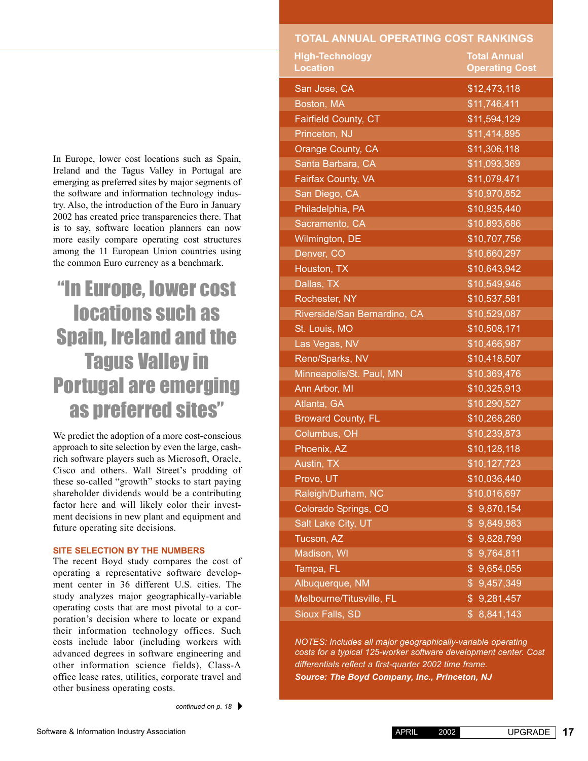In Europe, lower cost locations such as Spain, Ireland and the Tagus Valley in Portugal are emerging as preferred sites by major segments of the software and information technology industry. Also, the introduction of the Euro in January 2002 has created price transparencies there. That is to say, software location planners can now more easily compare operating cost structures among the 11 European Union countries using the common Euro currency as a benchmark.

> **"In Europe, lower cost locations such as Spain, Ireland and the Tagus Valley in Portugal are emerging as preferred sites"**

We predict the adoption of a more cost-conscious approach to site selection by even the large, cash-rich software players such as Microsoft, Oracle, Cisco and others. Wall Street's prodding of these so-called "growth" stocks to start paying shareholder dividends would be a contributing factor here and will likely color their investment decisions in new plant and equipment and future operating site decisions.

### SITE SELECTION BY THE NUMBERS

The recent Boyd study compares the cost of operating a representative software development center in 36 different U.S. cities. The study analyzes major geographically-variable operating costs that are most pivotal to a corporation's decision where to locate or expand their information technology offices. Such costs include labor (including workers with advanced degrees in software engineering and other information science fields), Class-A office lease rates, utilities, corporate travel and other business operating costs.

*continued on p. 18*

### TOTAL ANNUAL OPERATING COST RANKINGS

| High-Technology Location | Total Annual Operating Cost |
|---|---|
| San Jose, CA | $12,473,118 |
| Boston, MA | $11,746,411 |
| Fairfield County, CT | $11,594,129 |
| Princeton, NJ | $11,414,895 |
| Orange County, CA | $11,306,118 |
| Santa Barbara, CA | $11,093,369 |
| Fairfax County, VA | $11,079,471 |
| San Diego, CA | $10,970,852 |
| Philadelphia, PA | $10,935,440 |
| Sacramento, CA | $10,893,686 |
| Wilmington, DE | $10,707,756 |
| Denver, CO | $10,660,297 |
| Houston, TX | $10,643,942 |
| Dallas, TX | $10,549,946 |
| Rochester, NY | $10,537,581 |
| Riverside/San Bernardino, CA | $10,529,087 |
| St. Louis, MO | $10,508,171 |
| Las Vegas, NV | $10,466,987 |
| Reno/Sparks, NV | $10,418,507 |
| Minneapolis/St. Paul, MN | $10,369,476 |
| Ann Arbor, MI | $10,325,913 |
| Atlanta, GA | $10,290,527 |
| Broward County, FL | $10,268,260 |
| Columbus, OH | $10,239,873 |
| Phoenix, AZ | $10,128,118 |
| Austin, TX | $10,127,723 |
| Provo, UT | $10,036,440 |
| Raleigh/Durham, NC | $10,016,697 |
| Colorado Springs, CO | $ 9,870,154 |
| Salt Lake City, UT | $ 9,849,983 |
| Tucson, AZ | $ 9,828,799 |
| Madison, WI | $ 9,764,811 |
| Tampa, FL | $ 9,654,055 |
| Albuquerque, NM | $ 9,457,349 |
| Melbourne/Titusville, FL | $ 9,281,457 |
| Sioux Falls, SD | $ 8,841,143 |

*NOTES: Includes all major geographically-variable operating costs for a typical 125-worker software development center. Cost differentials reflect a first-quarter 2002 time frame.*

***Source: The Boyd Company, Inc., Princeton, NJ***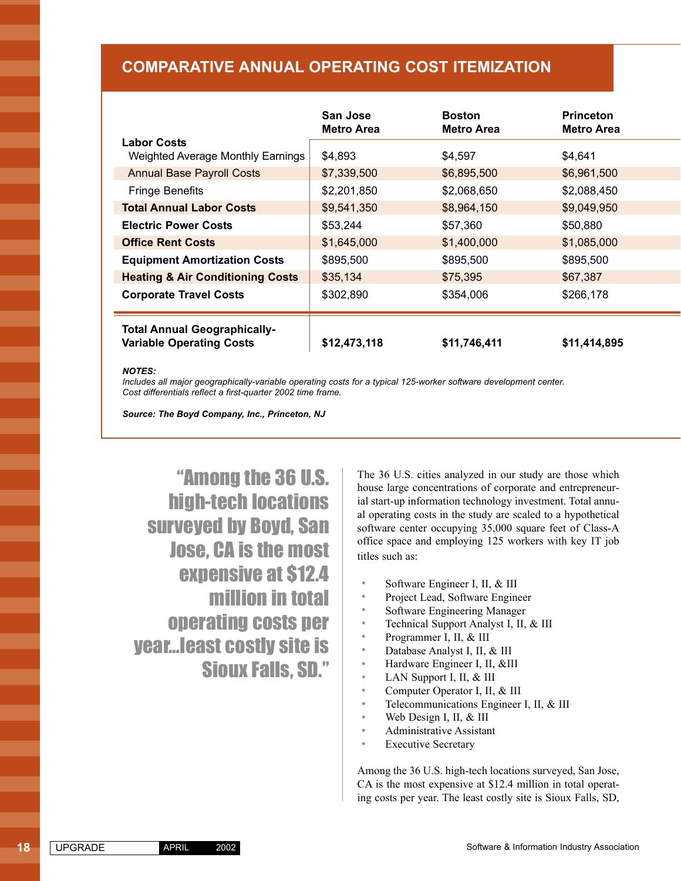## COMPARATIVE ANNUAL OPERATING COST ITEMIZATION

| | San Jose Metro Area | Boston Metro Area | Princeton Metro Area |
|---|---|---|---|
| **Labor Costs** | | | |
| Weighted Average Monthly Earnings | $4,893 | $4,597 | $4,641 |
| Annual Base Payroll Costs | $7,339,500 | $6,895,500 | $6,961,500 |
| Fringe Benefits | $2,201,850 | $2,068,650 | $2,088,450 |
| **Total Annual Labor Costs** | $9,541,350 | $8,964,150 | $9,049,950 |
| **Electric Power Costs** | $53,244 | $57,360 | $50,880 |
| **Office Rent Costs** | $1,645,000 | $1,400,000 | $1,085,000 |
| **Equipment Amortization Costs** | $895,500 | $895,500 | $895,500 |
| **Heating & Air Conditioning Costs** | $35,134 | $75,395 | $67,387 |
| **Corporate Travel Costs** | $302,890 | $354,006 | $266,178 |
| **Total Annual Geographically-Variable Operating Costs** | **$12,473,118** | **$11,746,411** | **$11,414,895** |

***NOTES:***
*Includes all major geographically-variable operating costs for a typical 125-worker software development center.*
*Cost differentials reflect a first-quarter 2002 time frame.*

***Source: The Boyd Company, Inc., Princeton, NJ***

> "Among the 36 U.S. high-tech locations surveyed by Boyd, San Jose, CA is the most expensive at $12.4 million in total operating costs per year...least costly site is Sioux Falls, SD."

The 36 U.S. cities analyzed in our study are those which house large concentrations of corporate and entrepreneurial start-up information technology investment. Total annual operating costs in the study are scaled to a hypothetical software center occupying 35,000 square feet of Class-A office space and employing 125 workers with key IT job titles such as:

- Software Engineer I, II, & III
- Project Lead, Software Engineer
- Software Engineering Manager
- Technical Support Analyst I, II, & III
- Programmer I, II, & III
- Database Analyst I, II, & III
- Hardware Engineer I, II, &III
- LAN Support I, II, & III
- Computer Operator I, II, & III
- Telecommunications Engineer I, II, & III
- Web Design I, II, & III
- Administrative Assistant
- Executive Secretary

Among the 36 U.S. high-tech locations surveyed, San Jose, CA is the most expensive at $12.4 million in total operating costs per year. The least costly site is Sioux Falls, SD,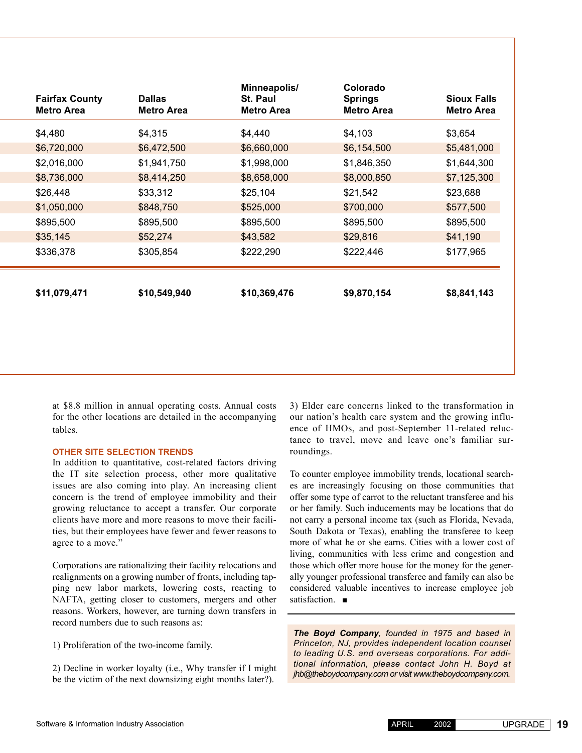| Fairfax County Metro Area | Dallas Metro Area | Minneapolis/ St. Paul Metro Area | Colorado Springs Metro Area | Sioux Falls Metro Area |
|---|---|---|---|---|
| $4,480 | $4,315 | $4,440 | $4,103 | $3,654 |
| $6,720,000 | $6,472,500 | $6,660,000 | $6,154,500 | $5,481,000 |
| $2,016,000 | $1,941,750 | $1,998,000 | $1,846,350 | $1,644,300 |
| $8,736,000 | $8,414,250 | $8,658,000 | $8,000,850 | $7,125,300 |
| $26,448 | $33,312 | $25,104 | $21,542 | $23,688 |
| $1,050,000 | $848,750 | $525,000 | $700,000 | $577,500 |
| $895,500 | $895,500 | $895,500 | $895,500 | $895,500 |
| $35,145 | $52,274 | $43,582 | $29,816 | $41,190 |
| $336,378 | $305,854 | $222,290 | $222,446 | $177,965 |
| **$11,079,471** | **$10,549,940** | **$10,369,476** | **$9,870,154** | **$8,841,143** |

at $8.8 million in annual operating costs. Annual costs for the other locations are detailed in the accompanying tables.

### OTHER SITE SELECTION TRENDS

In addition to quantitative, cost-related factors driving the IT site selection process, other more qualitative issues are also coming into play. An increasing client concern is the trend of employee immobility and their growing reluctance to accept a transfer. Our corporate clients have more and more reasons to move their facilities, but their employees have fewer and fewer reasons to agree to a move."

Corporations are rationalizing their facility relocations and realignments on a growing number of fronts, including tapping new labor markets, lowering costs, reacting to NAFTA, getting closer to customers, mergers and other reasons. Workers, however, are turning down transfers in record numbers due to such reasons as:

1) Proliferation of the two-income family.

2) Decline in worker loyalty (i.e., Why transfer if I might be the victim of the next downsizing eight months later?).

3) Elder care concerns linked to the transformation in our nation's health care system and the growing influence of HMOs, and post-September 11-related reluctance to travel, move and leave one's familiar surroundings.

To counter employee immobility trends, locational searches are increasingly focusing on those communities that offer some type of carrot to the reluctant transferee and his or her family. Such inducements may be locations that do not carry a personal income tax (such as Florida, Nevada, South Dakota or Texas), enabling the transferee to keep more of what he or she earns. Cities with a lower cost of living, communities with less crime and congestion and those which offer more house for the money for the generally younger professional transferee and family can also be considered valuable incentives to increase employee job satisfaction. ■

***The Boyd Company**, founded in 1975 and based in Princeton, NJ, provides independent location counsel to leading U.S. and overseas corporations. For additional information, please contact John H. Boyd at jhb@theboydcompany.com or visit www.theboydcompany.com.*